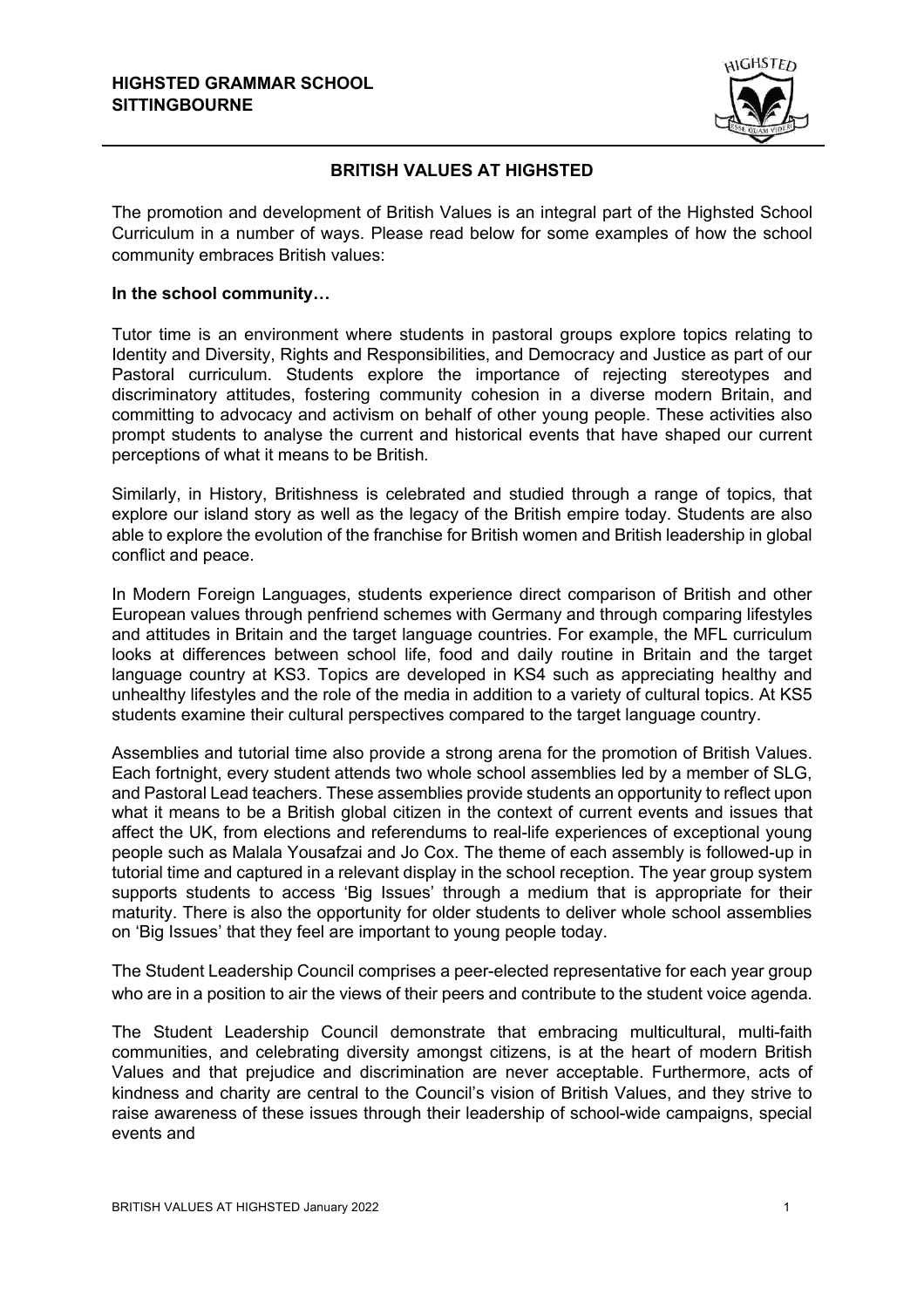**HIGHSTED GRAMMAR SCHOOL**
**SITTINGBOURNE**

# BRITISH VALUES AT HIGHSTED

The promotion and development of British Values is an integral part of the Highsted School Curriculum in a number of ways. Please read below for some examples of how the school community embraces British values:

**In the school community…**

Tutor time is an environment where students in pastoral groups explore topics relating to Identity and Diversity, Rights and Responsibilities, and Democracy and Justice as part of our Pastoral curriculum. Students explore the importance of rejecting stereotypes and discriminatory attitudes, fostering community cohesion in a diverse modern Britain, and committing to advocacy and activism on behalf of other young people. These activities also prompt students to analyse the current and historical events that have shaped our current perceptions of what it means to be British.

Similarly, in History, Britishness is celebrated and studied through a range of topics, that explore our island story as well as the legacy of the British empire today. Students are also able to explore the evolution of the franchise for British women and British leadership in global conflict and peace.

In Modern Foreign Languages, students experience direct comparison of British and other European values through penfriend schemes with Germany and through comparing lifestyles and attitudes in Britain and the target language countries. For example, the MFL curriculum looks at differences between school life, food and daily routine in Britain and the target language country at KS3. Topics are developed in KS4 such as appreciating healthy and unhealthy lifestyles and the role of the media in addition to a variety of cultural topics. At KS5 students examine their cultural perspectives compared to the target language country.

Assemblies and tutorial time also provide a strong arena for the promotion of British Values. Each fortnight, every student attends two whole school assemblies led by a member of SLG, and Pastoral Lead teachers. These assemblies provide students an opportunity to reflect upon what it means to be a British global citizen in the context of current events and issues that affect the UK, from elections and referendums to real-life experiences of exceptional young people such as Malala Yousafzai and Jo Cox. The theme of each assembly is followed-up in tutorial time and captured in a relevant display in the school reception. The year group system supports students to access 'Big Issues' through a medium that is appropriate for their maturity. There is also the opportunity for older students to deliver whole school assemblies on 'Big Issues' that they feel are important to young people today.

The Student Leadership Council comprises a peer-elected representative for each year group who are in a position to air the views of their peers and contribute to the student voice agenda.

The Student Leadership Council demonstrate that embracing multicultural, multi-faith communities, and celebrating diversity amongst citizens, is at the heart of modern British Values and that prejudice and discrimination are never acceptable. Furthermore, acts of kindness and charity are central to the Council's vision of British Values, and they strive to raise awareness of these issues through their leadership of school-wide campaigns, special events and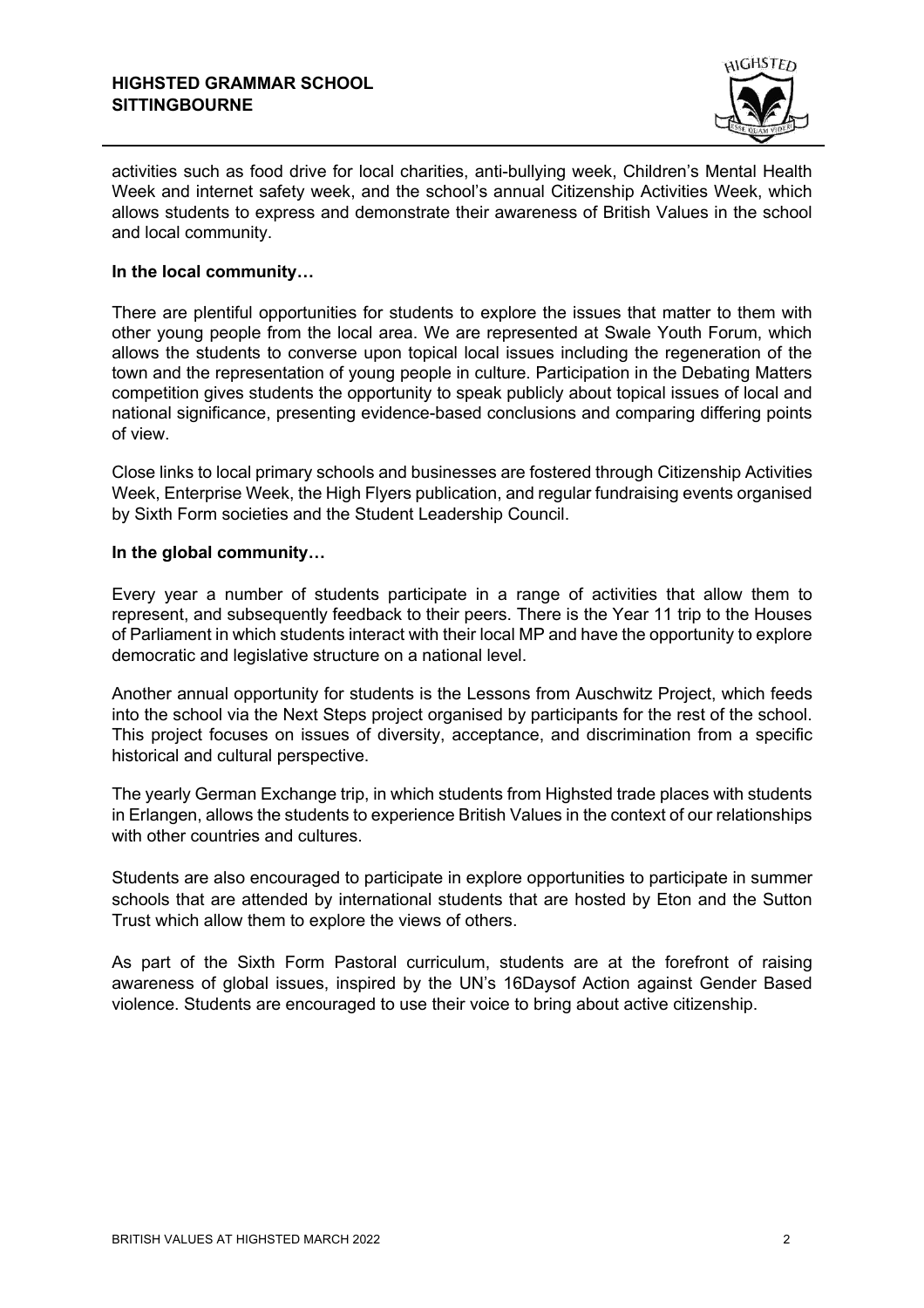activities such as food drive for local charities, anti-bullying week, Children's Mental Health Week and internet safety week, and the school's annual Citizenship Activities Week, which allows students to express and demonstrate their awareness of British Values in the school and local community.

**In the local community…**

There are plentiful opportunities for students to explore the issues that matter to them with other young people from the local area. We are represented at Swale Youth Forum, which allows the students to converse upon topical local issues including the regeneration of the town and the representation of young people in culture. Participation in the Debating Matters competition gives students the opportunity to speak publicly about topical issues of local and national significance, presenting evidence-based conclusions and comparing differing points of view.

Close links to local primary schools and businesses are fostered through Citizenship Activities Week, Enterprise Week, the High Flyers publication, and regular fundraising events organised by Sixth Form societies and the Student Leadership Council.

**In the global community…**

Every year a number of students participate in a range of activities that allow them to represent, and subsequently feedback to their peers. There is the Year 11 trip to the Houses of Parliament in which students interact with their local MP and have the opportunity to explore democratic and legislative structure on a national level.

Another annual opportunity for students is the Lessons from Auschwitz Project, which feeds into the school via the Next Steps project organised by participants for the rest of the school. This project focuses on issues of diversity, acceptance, and discrimination from a specific historical and cultural perspective.

The yearly German Exchange trip, in which students from Highsted trade places with students in Erlangen, allows the students to experience British Values in the context of our relationships with other countries and cultures.

Students are also encouraged to participate in explore opportunities to participate in summer schools that are attended by international students that are hosted by Eton and the Sutton Trust which allow them to explore the views of others.

As part of the Sixth Form Pastoral curriculum, students are at the forefront of raising awareness of global issues, inspired by the UN's 16Daysof Action against Gender Based violence. Students are encouraged to use their voice to bring about active citizenship.